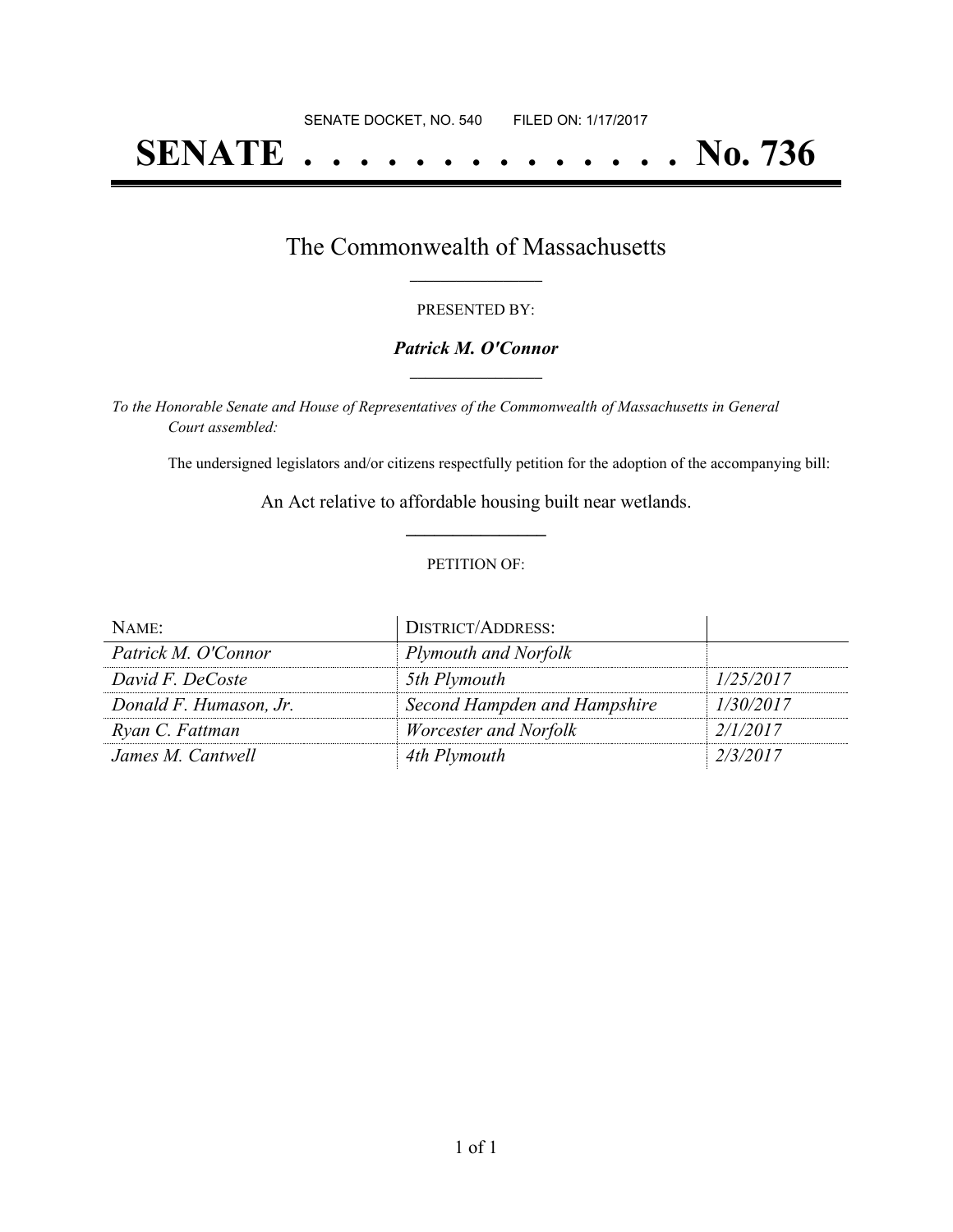SENATE DOCKET, NO. 540        FILED ON: 1/17/2017

# SENATE . . . . . . . . . . . . . . No. 736

## The Commonwealth of Massachusetts

PRESENTED BY:

***Patrick M. O'Connor***

*To the Honorable Senate and House of Representatives of the Commonwealth of Massachusetts in General Court assembled:*

The undersigned legislators and/or citizens respectfully petition for the adoption of the accompanying bill:

An Act relative to affordable housing built near wetlands.

PETITION OF:

| NAME: | DISTRICT/ADDRESS: | |
|---|---|---|
| *Patrick M. O'Connor* | *Plymouth and Norfolk* | |
| *David F. DeCoste* | *5th Plymouth* | *1/25/2017* |
| *Donald F. Humason, Jr.* | *Second Hampden and Hampshire* | *1/30/2017* |
| *Ryan C. Fattman* | *Worcester and Norfolk* | *2/1/2017* |
| *James M. Cantwell* | *4th Plymouth* | *2/3/2017* |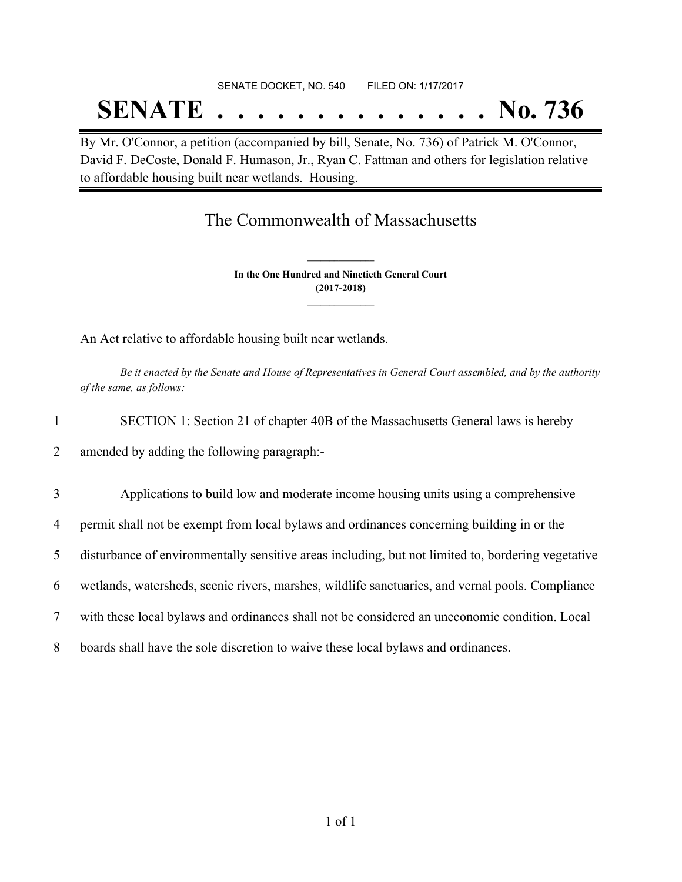SENATE DOCKET, NO. 540 FILED ON: 1/17/2017

# SENATE . . . . . . . . . . . . . . No. 736

By Mr. O'Connor, a petition (accompanied by bill, Senate, No. 736) of Patrick M. O'Connor, David F. DeCoste, Donald F. Humason, Jr., Ryan C. Fattman and others for legislation relative to affordable housing built near wetlands. Housing.

## The Commonwealth of Massachusetts

**In the One Hundred and Ninetieth General Court**
**(2017-2018)**

An Act relative to affordable housing built near wetlands.

*Be it enacted by the Senate and House of Representatives in General Court assembled, and by the authority of the same, as follows:*

1 SECTION 1: Section 21 of chapter 40B of the Massachusetts General laws is hereby
2 amended by adding the following paragraph:-

3 Applications to build low and moderate income housing units using a comprehensive
4 permit shall not be exempt from local bylaws and ordinances concerning building in or the
5 disturbance of environmentally sensitive areas including, but not limited to, bordering vegetative
6 wetlands, watersheds, scenic rivers, marshes, wildlife sanctuaries, and vernal pools. Compliance
7 with these local bylaws and ordinances shall not be considered an uneconomic condition. Local
8 boards shall have the sole discretion to waive these local bylaws and ordinances.